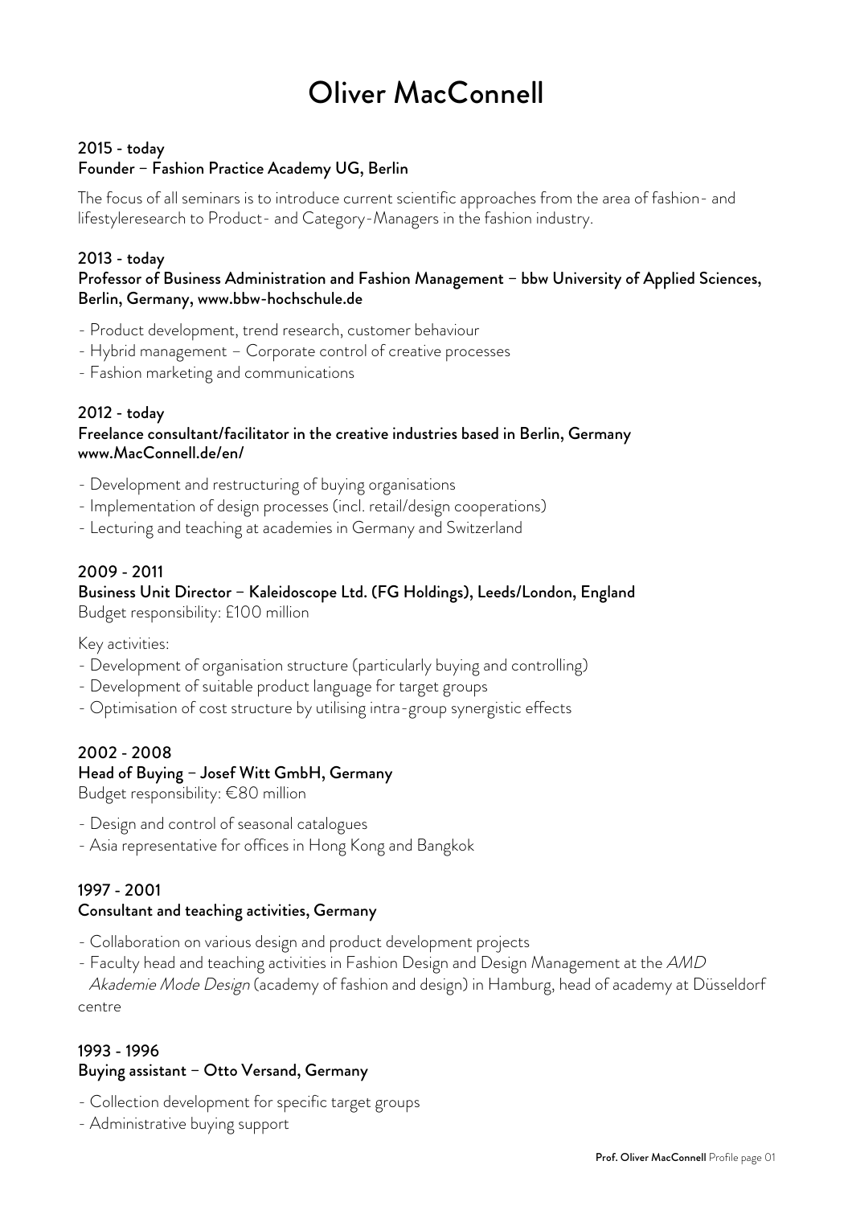# Oliver MacConnell

**2015 - today**
**Founder – Fashion Practice Academy UG, Berlin**

The focus of all seminars is to introduce current scientific approaches from the area of fashion- and lifestyleresearch to Product- and Category-Managers in the fashion industry.

**2013 - today**
**Professor of Business Administration and Fashion Management – bbw University of Applied Sciences, Berlin, Germany, www.bbw-hochschule.de**

- Product development, trend research, customer behaviour
- Hybrid management – Corporate control of creative processes
- Fashion marketing and communications

**2012 - today**
**Freelance consultant/facilitator in the creative industries based in Berlin, Germany**
**www.MacConnell.de/en/**

- Development and restructuring of buying organisations
- Implementation of design processes (incl. retail/design cooperations)
- Lecturing and teaching at academies in Germany and Switzerland

**2009 - 2011**
**Business Unit Director – Kaleidoscope Ltd. (FG Holdings), Leeds/London, England**
Budget responsibility: £100 million

Key activities:
- Development of organisation structure (particularly buying and controlling)
- Development of suitable product language for target groups
- Optimisation of cost structure by utilising intra-group synergistic effects

**2002 - 2008**
**Head of Buying – Josef Witt GmbH, Germany**
Budget responsibility: €80 million

- Design and control of seasonal catalogues
- Asia representative for offices in Hong Kong and Bangkok

**1997 - 2001**
**Consultant and teaching activities, Germany**

- Collaboration on various design and product development projects
- Faculty head and teaching activities in Fashion Design and Design Management at the *AMD Akademie Mode Design* (academy of fashion and design) in Hamburg, head of academy at Düsseldorf centre

**1993 - 1996**
**Buying assistant – Otto Versand, Germany**

- Collection development for specific target groups
- Administrative buying support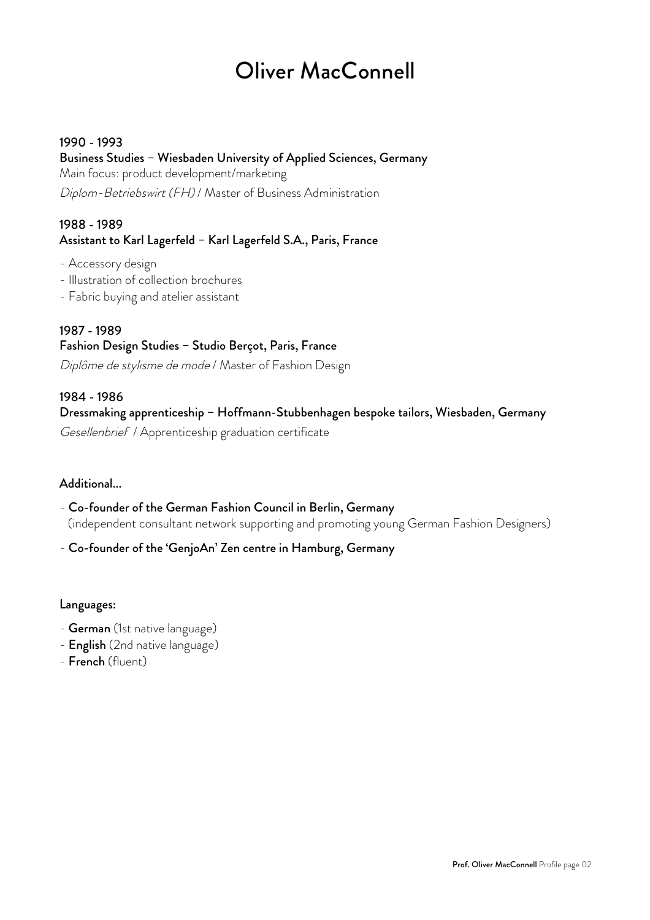# Oliver MacConnell

**1990 - 1993**
**Business Studies – Wiesbaden University of Applied Sciences, Germany**
Main focus: product development/marketing
*Diplom-Betriebswirt (FH)* / Master of Business Administration

**1988 - 1989**
**Assistant to Karl Lagerfeld – Karl Lagerfeld S.A., Paris, France**

- Accessory design
- Illustration of collection brochures
- Fabric buying and atelier assistant

**1987 - 1989**
**Fashion Design Studies – Studio Berçot, Paris, France**
*Diplôme de stylisme de mode* / Master of Fashion Design

**1984 - 1986**
**Dressmaking apprenticeship – Hoffmann-Stubbenhagen bespoke tailors, Wiesbaden, Germany**
*Gesellenbrief* / Apprenticeship graduation certificate

**Additional...**

- **Co-founder of the German Fashion Council in Berlin, Germany**
  (independent consultant network supporting and promoting young German Fashion Designers)
- **Co-founder of the 'GenjoAn' Zen centre in Hamburg, Germany**

**Languages:**

- **German** (1st native language)
- **English** (2nd native language)
- **French** (fluent)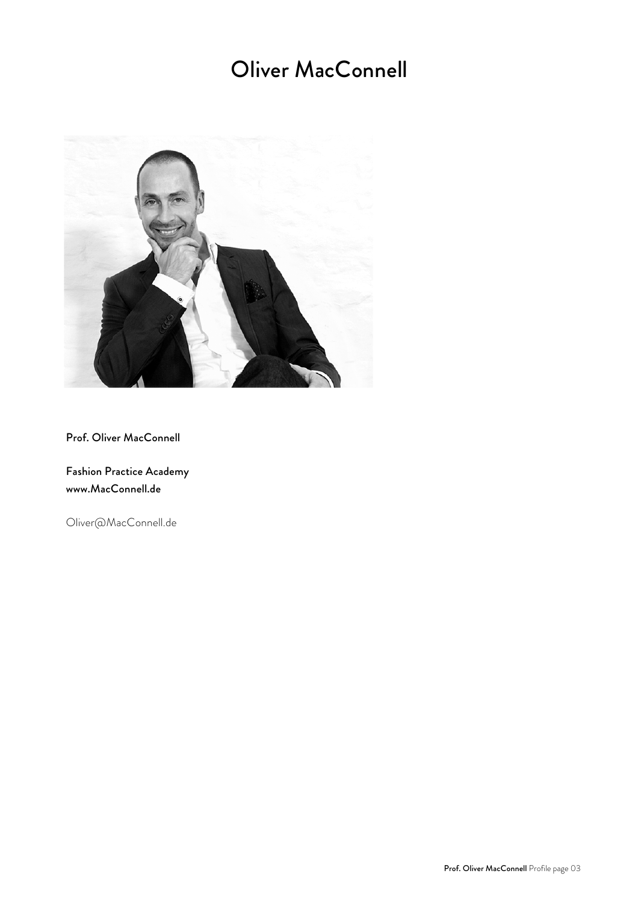# Oliver MacConnell

Prof. Oliver MacConnell

Fashion Practice Academy
www.MacConnell.de

Oliver@MacConnell.de